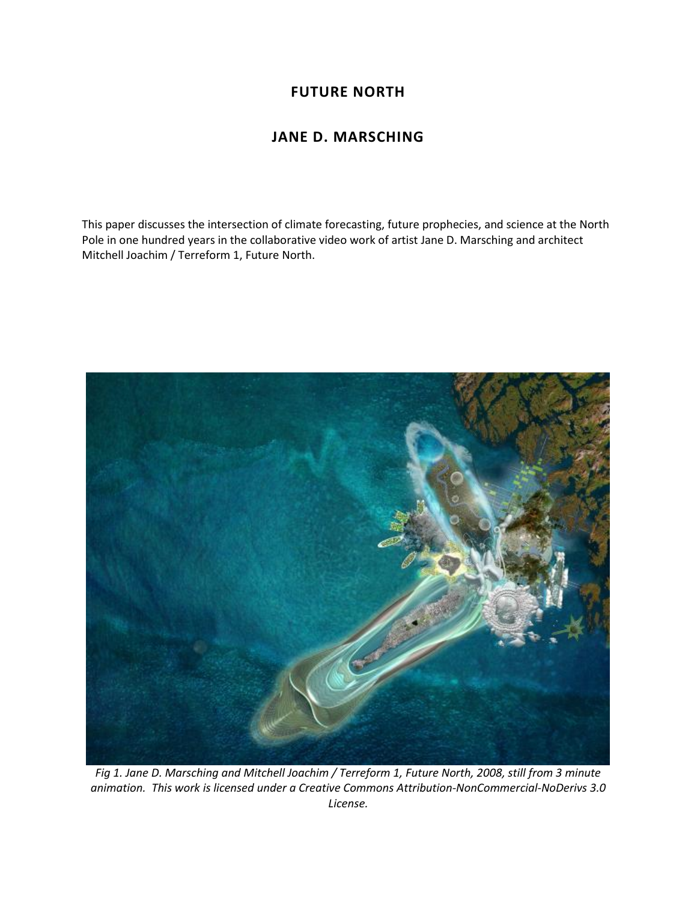# FUTURE NORTH

## JANE D. MARSCHING

This paper discusses the intersection of climate forecasting, future prophecies, and science at the North Pole in one hundred years in the collaborative video work of artist Jane D. Marsching and architect Mitchell Joachim / Terreform 1, Future North.

*Fig 1. Jane D. Marsching and Mitchell Joachim / Terreform 1, Future North, 2008, still from 3 minute animation. This work is licensed under a Creative Commons Attribution-NonCommercial-NoDerivs 3.0 License.*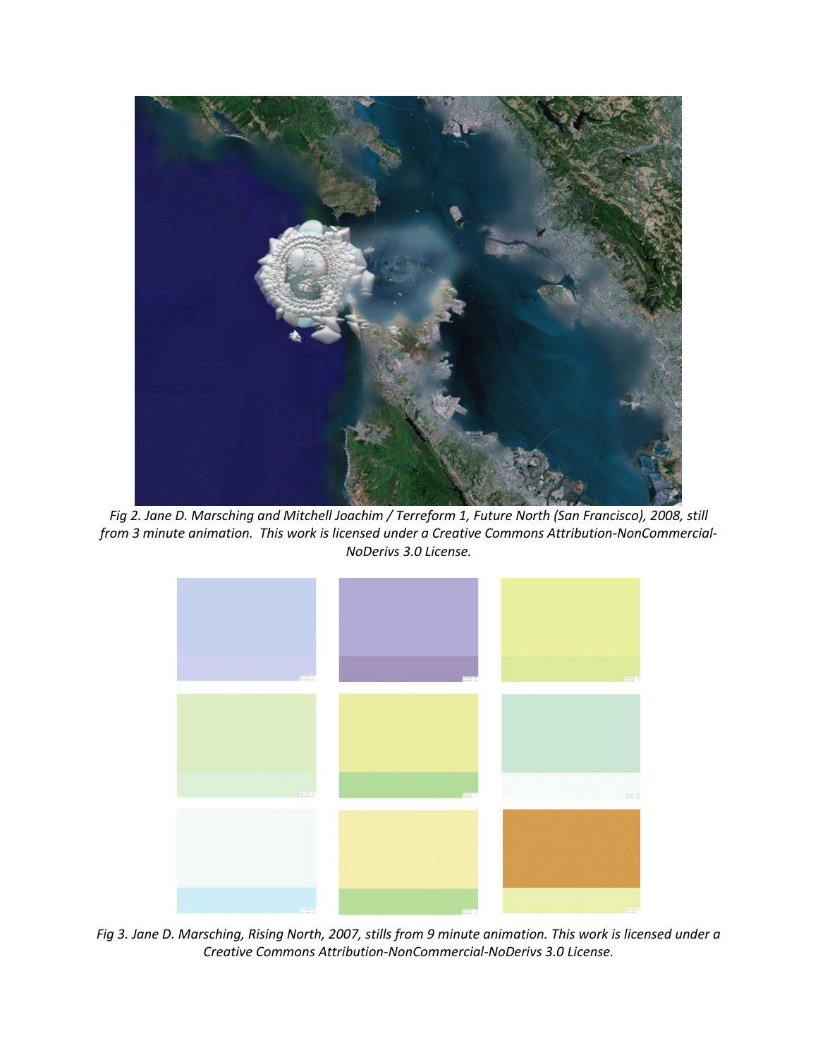*Fig 2. Jane D. Marsching and Mitchell Joachim / Terreform 1, Future North (San Francisco), 2008, still from 3 minute animation. This work is licensed under a Creative Commons Attribution-NonCommercial-NoDerivs 3.0 License.*

*Fig 3. Jane D. Marsching, Rising North, 2007, stills from 9 minute animation. This work is licensed under a Creative Commons Attribution-NonCommercial-NoDerivs 3.0 License.*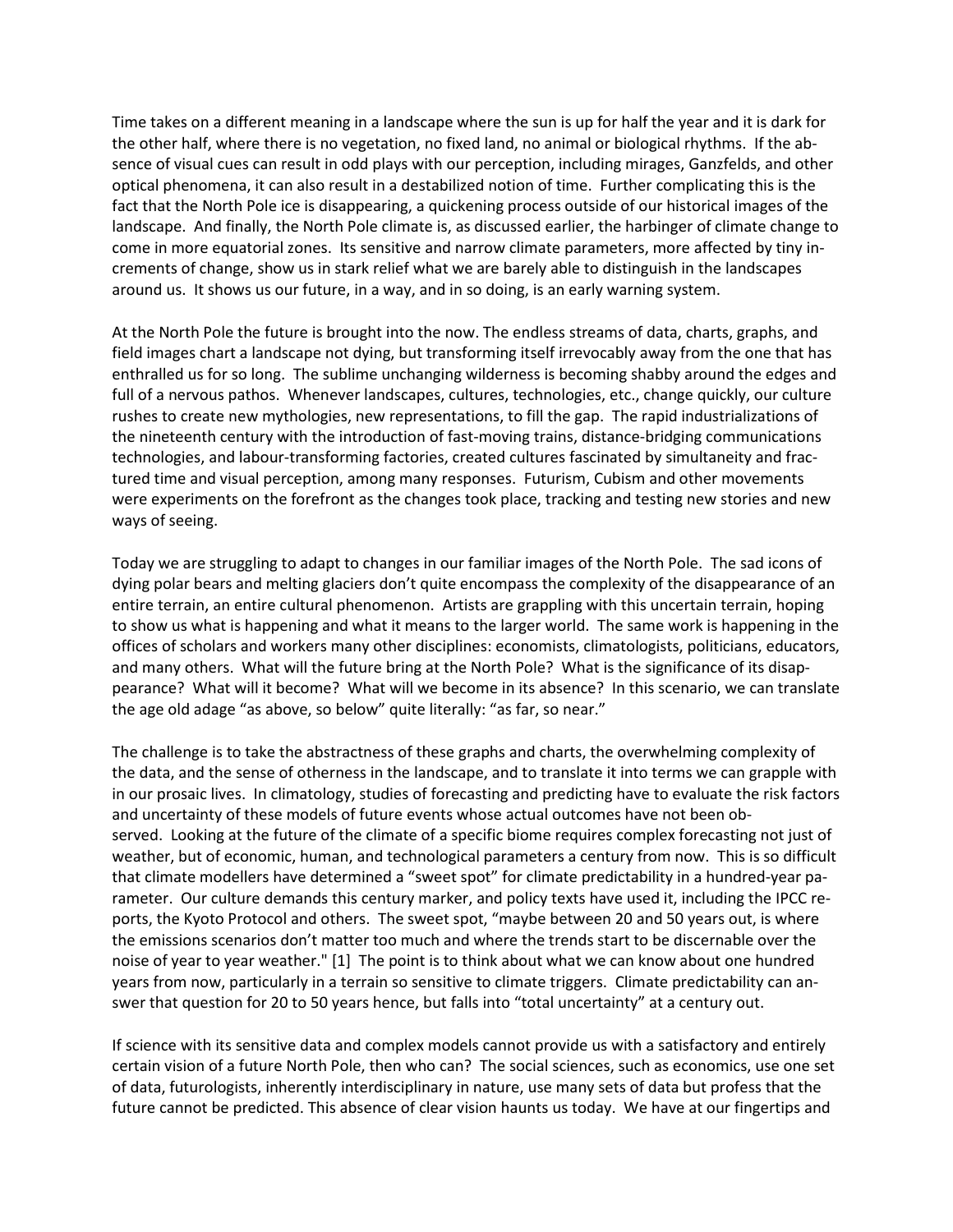Time takes on a different meaning in a landscape where the sun is up for half the year and it is dark for the other half, where there is no vegetation, no fixed land, no animal or biological rhythms. If the absence of visual cues can result in odd plays with our perception, including mirages, Ganzfelds, and other optical phenomena, it can also result in a destabilized notion of time. Further complicating this is the fact that the North Pole ice is disappearing, a quickening process outside of our historical images of the landscape. And finally, the North Pole climate is, as discussed earlier, the harbinger of climate change to come in more equatorial zones. Its sensitive and narrow climate parameters, more affected by tiny increments of change, show us in stark relief what we are barely able to distinguish in the landscapes around us. It shows us our future, in a way, and in so doing, is an early warning system.

At the North Pole the future is brought into the now. The endless streams of data, charts, graphs, and field images chart a landscape not dying, but transforming itself irrevocably away from the one that has enthralled us for so long. The sublime unchanging wilderness is becoming shabby around the edges and full of a nervous pathos. Whenever landscapes, cultures, technologies, etc., change quickly, our culture rushes to create new mythologies, new representations, to fill the gap. The rapid industrializations of the nineteenth century with the introduction of fast-moving trains, distance-bridging communications technologies, and labour-transforming factories, created cultures fascinated by simultaneity and fractured time and visual perception, among many responses. Futurism, Cubism and other movements were experiments on the forefront as the changes took place, tracking and testing new stories and new ways of seeing.

Today we are struggling to adapt to changes in our familiar images of the North Pole. The sad icons of dying polar bears and melting glaciers don't quite encompass the complexity of the disappearance of an entire terrain, an entire cultural phenomenon. Artists are grappling with this uncertain terrain, hoping to show us what is happening and what it means to the larger world. The same work is happening in the offices of scholars and workers many other disciplines: economists, climatologists, politicians, educators, and many others. What will the future bring at the North Pole? What is the significance of its disappearance? What will it become? What will we become in its absence? In this scenario, we can translate the age old adage "as above, so below" quite literally: "as far, so near."

The challenge is to take the abstractness of these graphs and charts, the overwhelming complexity of the data, and the sense of otherness in the landscape, and to translate it into terms we can grapple with in our prosaic lives. In climatology, studies of forecasting and predicting have to evaluate the risk factors and uncertainty of these models of future events whose actual outcomes have not been observed. Looking at the future of the climate of a specific biome requires complex forecasting not just of weather, but of economic, human, and technological parameters a century from now. This is so difficult that climate modellers have determined a "sweet spot" for climate predictability in a hundred-year parameter. Our culture demands this century marker, and policy texts have used it, including the IPCC reports, the Kyoto Protocol and others. The sweet spot, "maybe between 20 and 50 years out, is where the emissions scenarios don't matter too much and where the trends start to be discernable over the noise of year to year weather." [1] The point is to think about what we can know about one hundred years from now, particularly in a terrain so sensitive to climate triggers. Climate predictability can answer that question for 20 to 50 years hence, but falls into "total uncertainty" at a century out.

If science with its sensitive data and complex models cannot provide us with a satisfactory and entirely certain vision of a future North Pole, then who can? The social sciences, such as economics, use one set of data, futurologists, inherently interdisciplinary in nature, use many sets of data but profess that the future cannot be predicted. This absence of clear vision haunts us today. We have at our fingertips and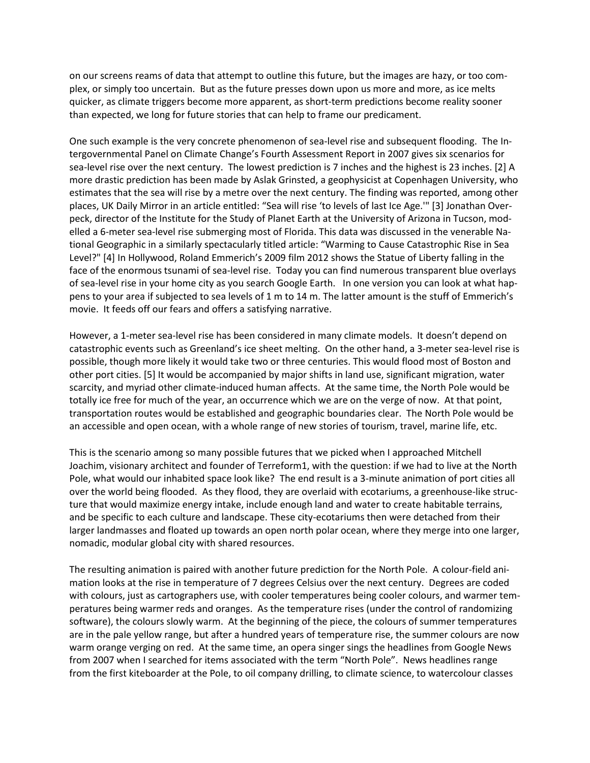on our screens reams of data that attempt to outline this future, but the images are hazy, or too complex, or simply too uncertain. But as the future presses down upon us more and more, as ice melts quicker, as climate triggers become more apparent, as short-term predictions become reality sooner than expected, we long for future stories that can help to frame our predicament.

One such example is the very concrete phenomenon of sea-level rise and subsequent flooding. The Intergovernmental Panel on Climate Change's Fourth Assessment Report in 2007 gives six scenarios for sea-level rise over the next century. The lowest prediction is 7 inches and the highest is 23 inches. [2] A more drastic prediction has been made by Aslak Grinsted, a geophysicist at Copenhagen University, who estimates that the sea will rise by a metre over the next century. The finding was reported, among other places, UK Daily Mirror in an article entitled: "Sea will rise 'to levels of last Ice Age.'" [3] Jonathan Overpeck, director of the Institute for the Study of Planet Earth at the University of Arizona in Tucson, modelled a 6-meter sea-level rise submerging most of Florida. This data was discussed in the venerable National Geographic in a similarly spectacularly titled article: "Warming to Cause Catastrophic Rise in Sea Level?" [4] In Hollywood, Roland Emmerich's 2009 film 2012 shows the Statue of Liberty falling in the face of the enormous tsunami of sea-level rise. Today you can find numerous transparent blue overlays of sea-level rise in your home city as you search Google Earth. In one version you can look at what happens to your area if subjected to sea levels of 1 m to 14 m. The latter amount is the stuff of Emmerich's movie. It feeds off our fears and offers a satisfying narrative.

However, a 1-meter sea-level rise has been considered in many climate models. It doesn't depend on catastrophic events such as Greenland's ice sheet melting. On the other hand, a 3-meter sea-level rise is possible, though more likely it would take two or three centuries. This would flood most of Boston and other port cities. [5] It would be accompanied by major shifts in land use, significant migration, water scarcity, and myriad other climate-induced human affects. At the same time, the North Pole would be totally ice free for much of the year, an occurrence which we are on the verge of now. At that point, transportation routes would be established and geographic boundaries clear. The North Pole would be an accessible and open ocean, with a whole range of new stories of tourism, travel, marine life, etc.

This is the scenario among so many possible futures that we picked when I approached Mitchell Joachim, visionary architect and founder of Terreform1, with the question: if we had to live at the North Pole, what would our inhabited space look like? The end result is a 3-minute animation of port cities all over the world being flooded. As they flood, they are overlaid with ecotariums, a greenhouse-like structure that would maximize energy intake, include enough land and water to create habitable terrains, and be specific to each culture and landscape. These city-ecotariums then were detached from their larger landmasses and floated up towards an open north polar ocean, where they merge into one larger, nomadic, modular global city with shared resources.

The resulting animation is paired with another future prediction for the North Pole. A colour-field animation looks at the rise in temperature of 7 degrees Celsius over the next century. Degrees are coded with colours, just as cartographers use, with cooler temperatures being cooler colours, and warmer temperatures being warmer reds and oranges. As the temperature rises (under the control of randomizing software), the colours slowly warm. At the beginning of the piece, the colours of summer temperatures are in the pale yellow range, but after a hundred years of temperature rise, the summer colours are now warm orange verging on red. At the same time, an opera singer sings the headlines from Google News from 2007 when I searched for items associated with the term "North Pole". News headlines range from the first kiteboarder at the Pole, to oil company drilling, to climate science, to watercolour classes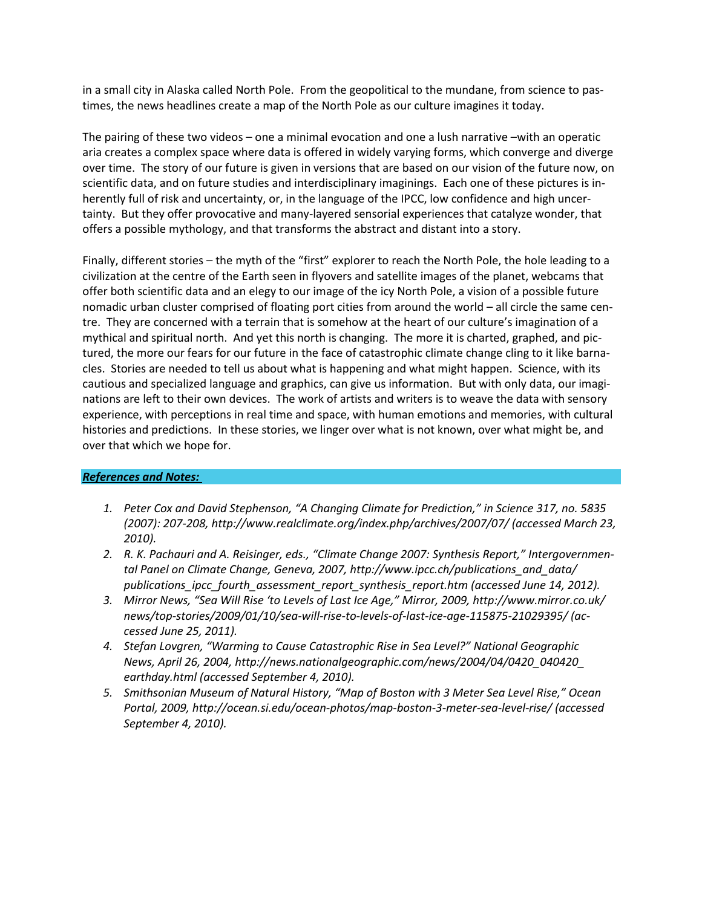in a small city in Alaska called North Pole. From the geopolitical to the mundane, from science to pastimes, the news headlines create a map of the North Pole as our culture imagines it today.

The pairing of these two videos – one a minimal evocation and one a lush narrative –with an operatic aria creates a complex space where data is offered in widely varying forms, which converge and diverge over time. The story of our future is given in versions that are based on our vision of the future now, on scientific data, and on future studies and interdisciplinary imaginings. Each one of these pictures is inherently full of risk and uncertainty, or, in the language of the IPCC, low confidence and high uncertainty. But they offer provocative and many-layered sensorial experiences that catalyze wonder, that offers a possible mythology, and that transforms the abstract and distant into a story.

Finally, different stories – the myth of the "first" explorer to reach the North Pole, the hole leading to a civilization at the centre of the Earth seen in flyovers and satellite images of the planet, webcams that offer both scientific data and an elegy to our image of the icy North Pole, a vision of a possible future nomadic urban cluster comprised of floating port cities from around the world – all circle the same centre. They are concerned with a terrain that is somehow at the heart of our culture's imagination of a mythical and spiritual north. And yet this north is changing. The more it is charted, graphed, and pictured, the more our fears for our future in the face of catastrophic climate change cling to it like barnacles. Stories are needed to tell us about what is happening and what might happen. Science, with its cautious and specialized language and graphics, can give us information. But with only data, our imaginations are left to their own devices. The work of artists and writers is to weave the data with sensory experience, with perceptions in real time and space, with human emotions and memories, with cultural histories and predictions. In these stories, we linger over what is not known, over what might be, and over that which we hope for.

## ***References and Notes:***

1. *Peter Cox and David Stephenson, "A Changing Climate for Prediction," in Science 317, no. 5835 (2007): 207-208, http://www.realclimate.org/index.php/archives/2007/07/ (accessed March 23, 2010).*
2. *R. K. Pachauri and A. Reisinger, eds., "Climate Change 2007: Synthesis Report," Intergovernmental Panel on Climate Change, Geneva, 2007, http://www.ipcc.ch/publications_and_data/publications_ipcc_fourth_assessment_report_synthesis_report.htm (accessed June 14, 2012).*
3. *Mirror News, "Sea Will Rise 'to Levels of Last Ice Age," Mirror, 2009, http://www.mirror.co.uk/news/top-stories/2009/01/10/sea-will-rise-to-levels-of-last-ice-age-115875-21029395/ (accessed June 25, 2011).*
4. *Stefan Lovgren, "Warming to Cause Catastrophic Rise in Sea Level?" National Geographic News, April 26, 2004, http://news.nationalgeographic.com/news/2004/04/0420_040420_earthday.html (accessed September 4, 2010).*
5. *Smithsonian Museum of Natural History, "Map of Boston with 3 Meter Sea Level Rise," Ocean Portal, 2009, http://ocean.si.edu/ocean-photos/map-boston-3-meter-sea-level-rise/ (accessed September 4, 2010).*